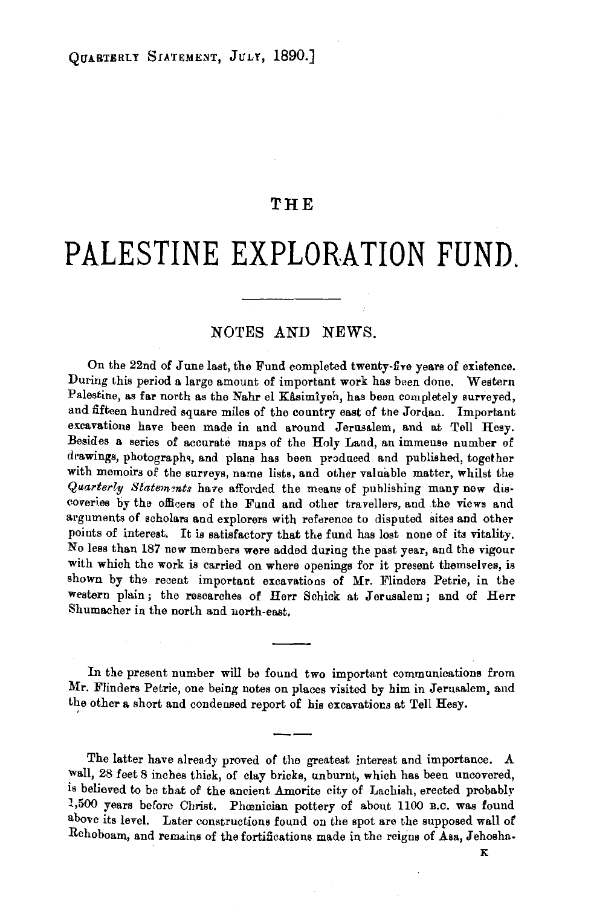# THE

# PALESTINE EXPLORATION FUND.

## NOTES AND NEWS.

On the 22nd of June last, the Fund completed twenty-five years of existence. During this period a large amount of important work has been done. Western Palestine, as far north as the Nahr el Kâsimîyeh, has been completely surveyed, and fifteen hundred square miles of the country east of the Jordan. Important excavations have been made in and around Jerusalem, and at Tell Hesy. Besides a series of accurate maps of the Holy Land, an immense number of drawings, photographs, and plans has been produced and published, together with memoirs of the surveys, name lists, and other valuable matter, whilst the *Quarterly Statements* have afforded the means of publishing many new discoveries by the officers of the Fund and other travellers, and the views and arguments of scholars and explorers with reference to disputed sites and other points of interest. It is satisfactory that the fund has lost none of its vitality. No less than 187 new members were added during the past year, and the vigour with which the work is carried on where openings for it present themselves, is shown by the recent important excavations of Mr. Flinders Petrie, in the western plain; the researches of Herr Schick at Jerusalem; and of Herr Shumacher in the north and north-east.

---

In the present number will be found two important communications from Mr. Flinders Petrie, one being notes on places visited by him in Jerusalem, and the other a short and condensed report of his excavations at Tell Hesy.

---

The latter have already proved of the greatest interest and importance. A wall, 28 feet 8 inches thick, of clay bricks, unburnt, which has been uncovered, is believed to be that of the ancient Amorite city of Lachish, erected probably 1,500 years before Christ. Phœnician pottery of about 1100 B.C. was found above its level. Later constructions found on the spot are the supposed wall of Rehoboam, and remains of the fortifications made in the reigns of Asa, Jehosha-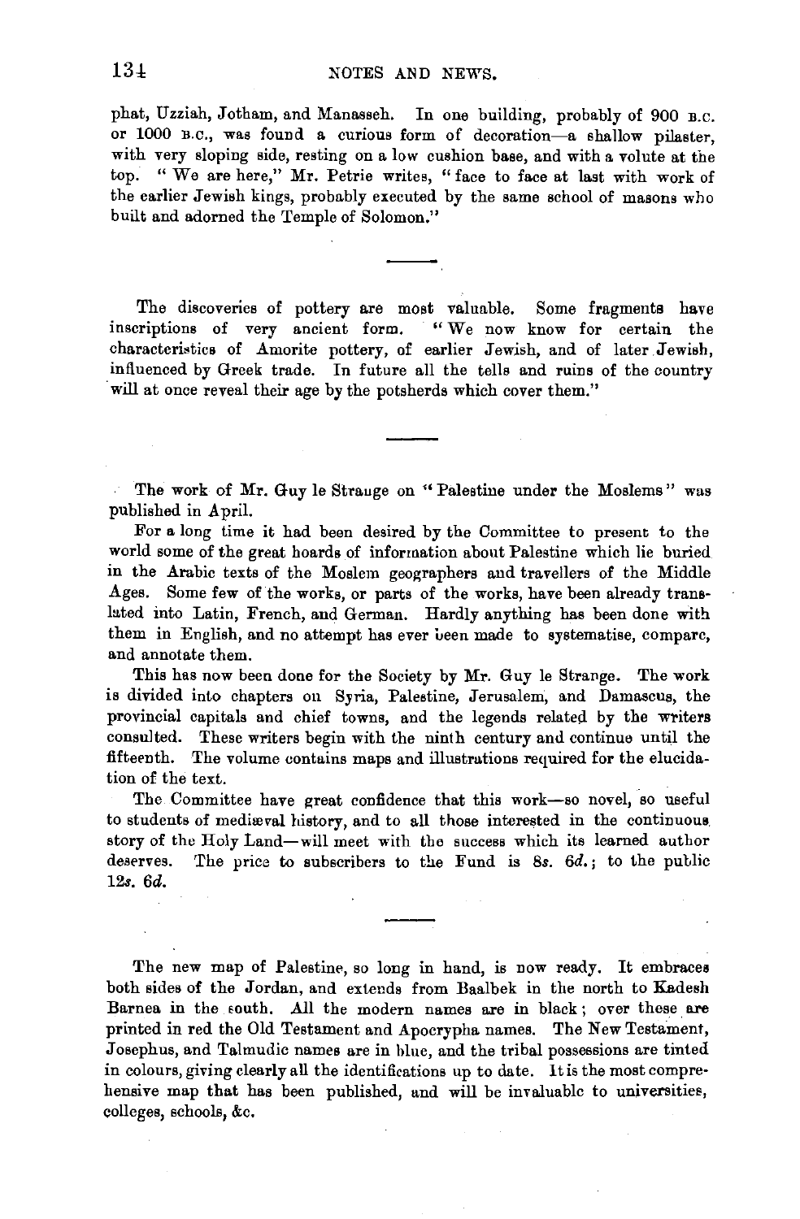phat, Uzziah, Jotham, and Manasseh. In one building, probably of 900 B.C. or 1000 B.C., was found a curious form of decoration—a shallow pilaster, with very sloping side, resting on a low cushion base, and with a volute at the top. "We are here," Mr. Petrie writes, "face to face at last with work of the earlier Jewish kings, probably executed by the same school of masons who built and adorned the Temple of Solomon."

---

The discoveries of pottery are most valuable. Some fragments have inscriptions of very ancient form. "We now know for certain the characteristics of Amorite pottery, of earlier Jewish, and of later Jewish, influenced by Greek trade. In future all the tells and ruins of the country will at once reveal their age by the potsherds which cover them."

---

The work of Mr. Guy le Strange on "Palestine under the Moslems" was published in April.

For a long time it had been desired by the Committee to present to the world some of the great hoards of information about Palestine which lie buried in the Arabic texts of the Moslem geographers and travellers of the Middle Ages. Some few of the works, or parts of the works, have been already translated into Latin, French, and German. Hardly anything has been done with them in English, and no attempt has ever been made to systematise, compare, and annotate them.

This has now been done for the Society by Mr. Guy le Strange. The work is divided into chapters on Syria, Palestine, Jerusalem, and Damascus, the provincial capitals and chief towns, and the legends related by the writers consulted. These writers begin with the ninth century and continue until the fifteenth. The volume contains maps and illustrations required for the elucidation of the text.

The Committee have great confidence that this work—so novel, so useful to students of mediæval history, and to all those interested in the continuous story of the Holy Land—will meet with the success which its learned author deserves. The price to subscribers to the Fund is *8s. 6d.*; to the public *12s. 6d.*

---

The new map of Palestine, so long in hand, is now ready. It embraces both sides of the Jordan, and extends from Baalbek in the north to Kadesh Barnea in the south. All the modern names are in black; over these are printed in red the Old Testament and Apocrypha names. The New Testament, Josephus, and Talmudic names are in blue, and the tribal possessions are tinted in colours, giving clearly all the identifications up to date. It is the most comprehensive map that has been published, and will be invaluable to universities, colleges, schools, &c.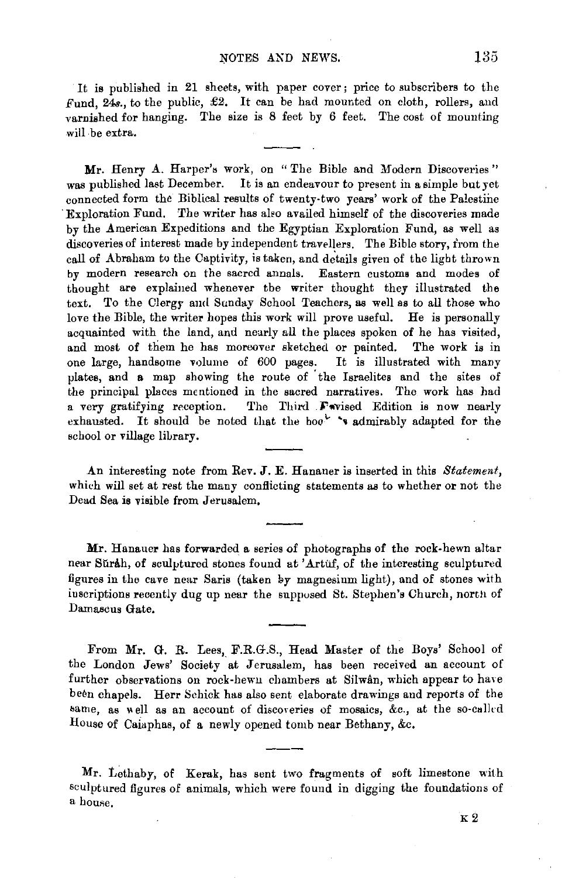It is published in 21 sheets, with paper cover; price to subscribers to the Fund, 24s., to the public, £2. It can be had mounted on cloth, rollers, and varnished for hanging. The size is 8 feet by 6 feet. The cost of mounting will be extra.

---

Mr. Henry A. Harper's work, on "The Bible and Modern Discoveries" was published last December. It is an endeavour to present in a simple but yet connected form the Biblical results of twenty-two years' work of the Palestine Exploration Fund. The writer has also availed himself of the discoveries made by the American Expeditions and the Egyptian Exploration Fund, as well as discoveries of interest made by independent travellers. The Bible story, from the call of Abraham to the Captivity, is taken, and details given of the light thrown by modern research on the sacred annals. Eastern customs and modes of thought are explained whenever the writer thought they illustrated the text. To the Clergy and Sunday School Teachers, as well as to all those who love the Bible, the writer hopes this work will prove useful. He is personally acquainted with the land, and nearly all the places spoken of he has visited, and most of them he has moreover sketched or painted. The work is in one large, handsome volume of 600 pages. It is illustrated with many plates, and a map showing the route of the Israelites and the sites of the principal places mentioned in the sacred narratives. The work has had a very gratifying reception. The Third Revised Edition is now nearly exhausted. It should be noted that the book is admirably adapted for the school or village library.

---

An interesting note from Rev. J. E. Hanauer is inserted in this *Statement*, which will set at rest the many conflicting statements as to whether or not the Dead Sea is visible from Jerusalem.

---

Mr. Hanauer has forwarded a series of photographs of the rock-hewn altar near Sŭrâh, of sculptured stones found at 'Artûf, of the interesting sculptured figures in the cave near Saris (taken by magnesium light), and of stones with inscriptions recently dug up near the supposed St. Stephen's Church, north of Damascus Gate.

---

From Mr. G. R. Lees, F.R.G.S., Head Master of the Boys' School of the London Jews' Society at Jerusalem, has been received an account of further observations on rock-hewn chambers at Silwân, which appear to have been chapels. Herr Schick has also sent elaborate drawings and reports of the same, as well as an account of discoveries of mosaics, &c., at the so-called House of Caiaphas, of a newly opened tomb near Bethany, &c.

---

Mr. Lethaby, of Kerak, has sent two fragments of soft limestone with sculptured figures of animals, which were found in digging the foundations of a house.

K 2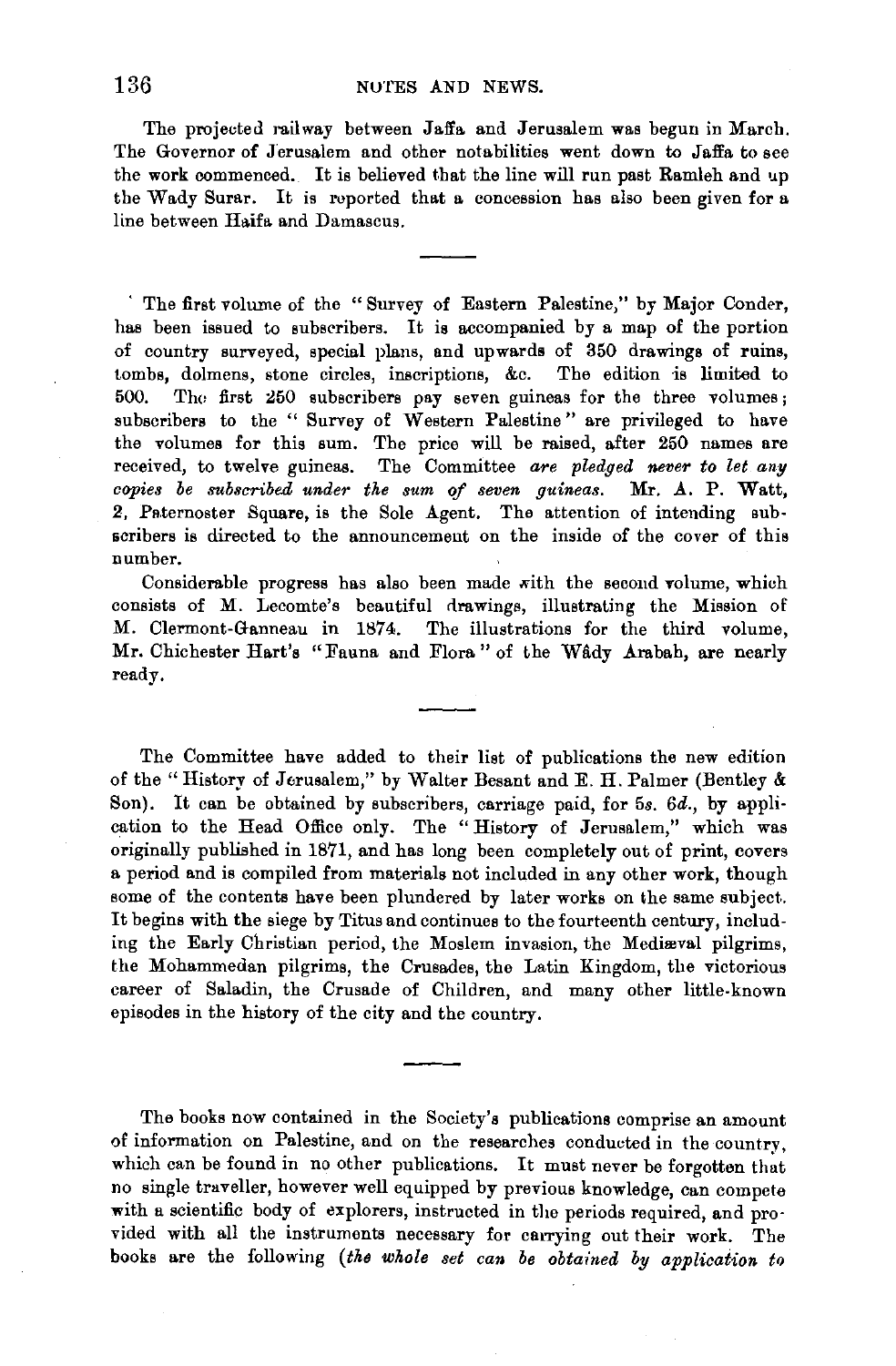The projected railway between Jaffa and Jerusalem was begun in March. The Governor of Jerusalem and other notabilities went down to Jaffa to see the work commenced. It is believed that the line will run past Ramleh and up the Wady Surar. It is reported that a concession has also been given for a line between Haifa and Damascus.

---

The first volume of the "Survey of Eastern Palestine," by Major Conder, has been issued to subscribers. It is accompanied by a map of the portion of country surveyed, special plans, and upwards of 350 drawings of ruins, tombs, dolmens, stone circles, inscriptions, &c. The edition is limited to 500. The first 250 subscribers pay seven guineas for the three volumes; subscribers to the "Survey of Western Palestine" are privileged to have the volumes for this sum. The price will be raised, after 250 names are received, to twelve guineas. The Committee *are pledged never to let any copies be subscribed under the sum of seven guineas.* Mr. A. P. Watt, 2, Paternoster Square, is the Sole Agent. The attention of intending subscribers is directed to the announcement on the inside of the cover of this number.

Considerable progress has also been made with the second volume, which consists of M. Lecomte's beautiful drawings, illustrating the Mission of M. Clermont-Ganneau in 1874. The illustrations for the third volume, Mr. Chichester Hart's "Fauna and Flora" of the Wâdy Arabah, are nearly ready.

---

The Committee have added to their list of publications the new edition of the "History of Jerusalem," by Walter Besant and E. H. Palmer (Bentley & Son). It can be obtained by subscribers, carriage paid, for 5*s.* 6*d.*, by application to the Head Office only. The "History of Jerusalem," which was originally published in 1871, and has long been completely out of print, covers a period and is compiled from materials not included in any other work, though some of the contents have been plundered by later works on the same subject. It begins with the siege by Titus and continues to the fourteenth century, including the Early Christian period, the Moslem invasion, the Mediæval pilgrims, the Mohammedan pilgrims, the Crusades, the Latin Kingdom, the victorious career of Saladin, the Crusade of Children, and many other little-known episodes in the history of the city and the country.

---

The books now contained in the Society's publications comprise an amount of information on Palestine, and on the researches conducted in the country, which can be found in no other publications. It must never be forgotten that no single traveller, however well equipped by previous knowledge, can compete with a scientific body of explorers, instructed in the periods required, and provided with all the instruments necessary for carrying out their work. The books are the following (*the whole set can be obtained by application to*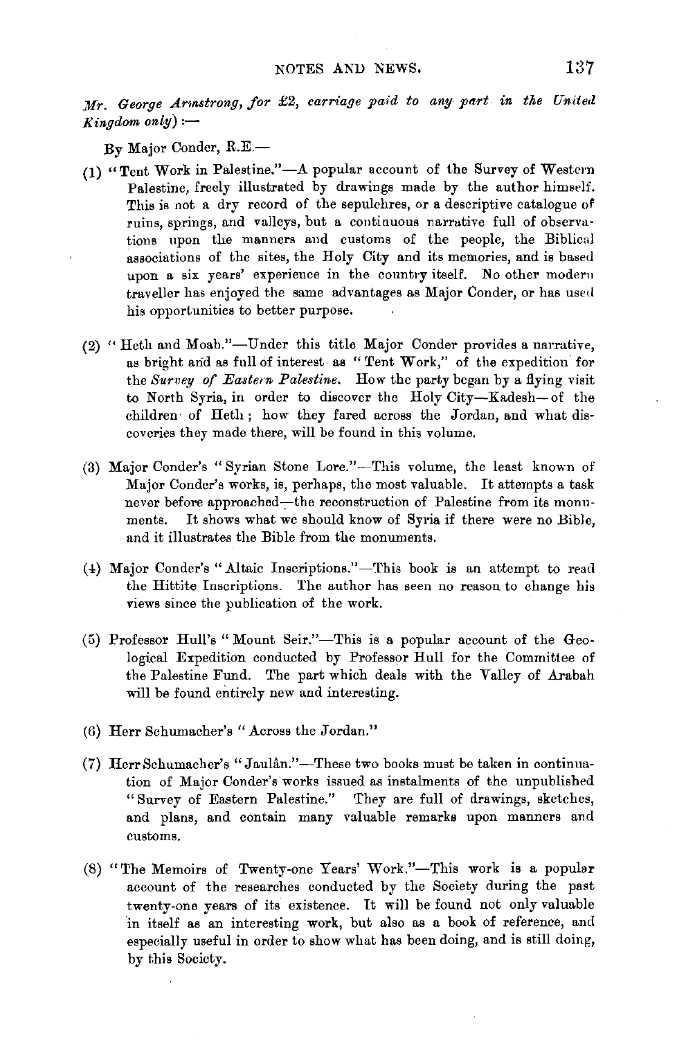*Mr. George Armstrong, for £2, carriage paid to any part in the United Kingdom only*) :—

By Major Conder, R.E.—

(1) "Tent Work in Palestine."—A popular account of the Survey of Western Palestine, freely illustrated by drawings made by the author himself. This is not a dry record of the sepulchres, or a descriptive catalogue of ruins, springs, and valleys, but a continuous narrative full of observations upon the manners and customs of the people, the Biblical associations of the sites, the Holy City and its memories, and is based upon a six years' experience in the country itself. No other modern traveller has enjoyed the same advantages as Major Conder, or has used his opportunities to better purpose.

(2) "Heth and Moab."—Under this title Major Conder provides a narrative, as bright and as full of interest as "Tent Work," of the expedition for the *Survey of Eastern Palestine*. How the party began by a flying visit to North Syria, in order to discover the Holy City—Kadesh—of the children of Heth; how they fared across the Jordan, and what discoveries they made there, will be found in this volume.

(3) Major Conder's "Syrian Stone Lore."—This volume, the least known of Major Conder's works, is, perhaps, the most valuable. It attempts a task never before approached—the reconstruction of Palestine from its monuments. It shows what we should know of Syria if there were no Bible, and it illustrates the Bible from the monuments.

(4) Major Conder's "Altaic Inscriptions."—This book is an attempt to read the Hittite Inscriptions. The author has seen no reason to change his views since the publication of the work.

(5) Professor Hull's "Mount Seir."—This is a popular account of the Geological Expedition conducted by Professor Hull for the Committee of the Palestine Fund. The part which deals with the Valley of Arabah will be found entirely new and interesting.

(6) Herr Schumacher's "Across the Jordan."

(7) Herr Schumacher's "Jaulân."—These two books must be taken in continuation of Major Conder's works issued as instalments of the unpublished "Survey of Eastern Palestine." They are full of drawings, sketches, and plans, and contain many valuable remarks upon manners and customs.

(8) "The Memoirs of Twenty-one Years' Work."—This work is a popular account of the researches conducted by the Society during the past twenty-one years of its existence. It will be found not only valuable in itself as an interesting work, but also as a book of reference, and especially useful in order to show what has been doing, and is still doing, by this Society.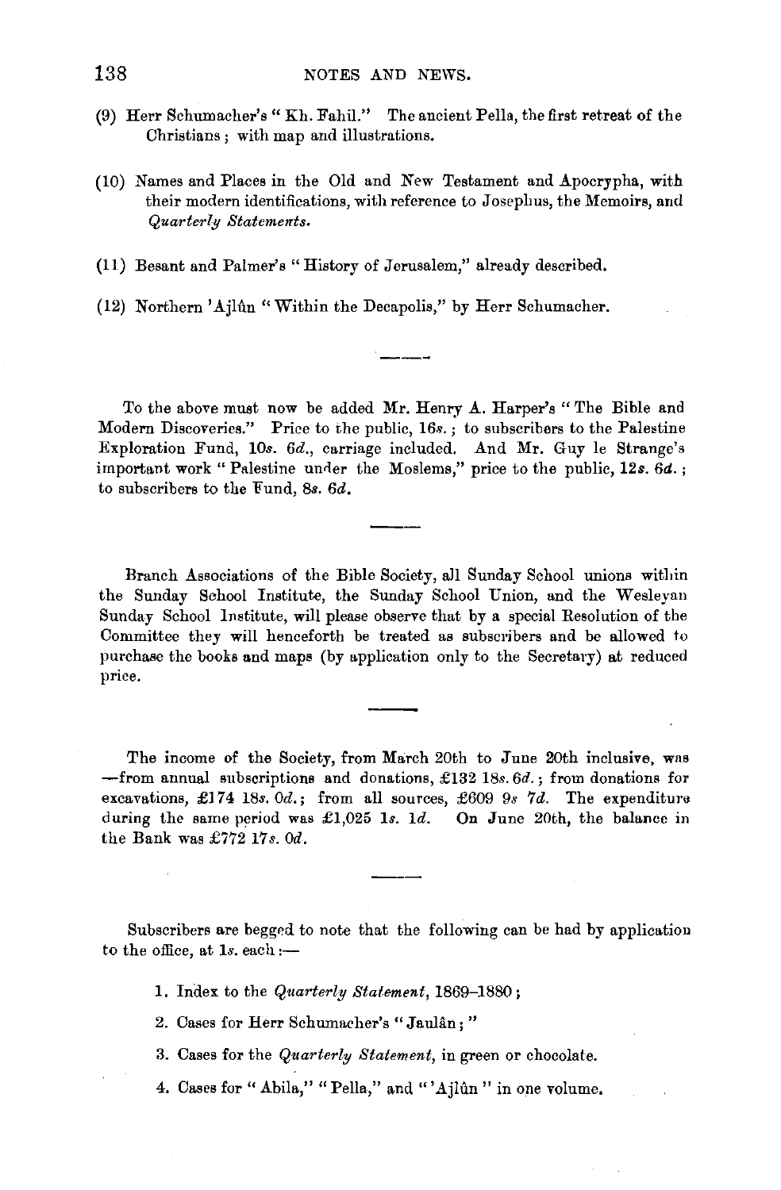(9) Herr Schumacher's "Kh. Fahil." The ancient Pella, the first retreat of the Christians; with map and illustrations.

(10) Names and Places in the Old and New Testament and Apocrypha, with their modern identifications, with reference to Josephus, the Memoirs, and *Quarterly Statements.*

(11) Besant and Palmer's "History of Jerusalem," already described.

(12) Northern 'Ajlûn "Within the Decapolis," by Herr Schumacher.

---

To the above must now be added Mr. Henry A. Harper's "The Bible and Modern Discoveries." Price to the public, 16*s.*; to subscribers to the Palestine Exploration Fund, 10*s.* 6*d.*, carriage included. And Mr. Guy le Strange's important work "Palestine under the Moslems," price to the public, 12*s.* 6*d.*; to subscribers to the Fund, 8*s.* 6*d.*

---

Branch Associations of the Bible Society, all Sunday School unions within the Sunday School Institute, the Sunday School Union, and the Wesleyan Sunday School Institute, will please observe that by a special Resolution of the Committee they will henceforth be treated as subscribers and be allowed to purchase the books and maps (by application only to the Secretary) at reduced price.

---

The income of the Society, from March 20th to June 20th inclusive, was —from annual subscriptions and donations, £132 18*s.* 6*d.*; from donations for excavations, £174 18*s.* 0*d.*; from all sources, £609 9*s* 7*d.* The expenditure during the same period was £1,025 1*s.* 1*d.* On June 20th, the balance in the Bank was £772 17*s.* 0*d.*

---

Subscribers are begged to note that the following can be had by application to the office, at 1*s.* each :—

1. Index to the *Quarterly Statement*, 1869–1880;
2. Cases for Herr Schumacher's "Jaulân;"
3. Cases for the *Quarterly Statement*, in green or chocolate.
4. Cases for "Abila," "Pella," and "'Ajlûn" in one volume.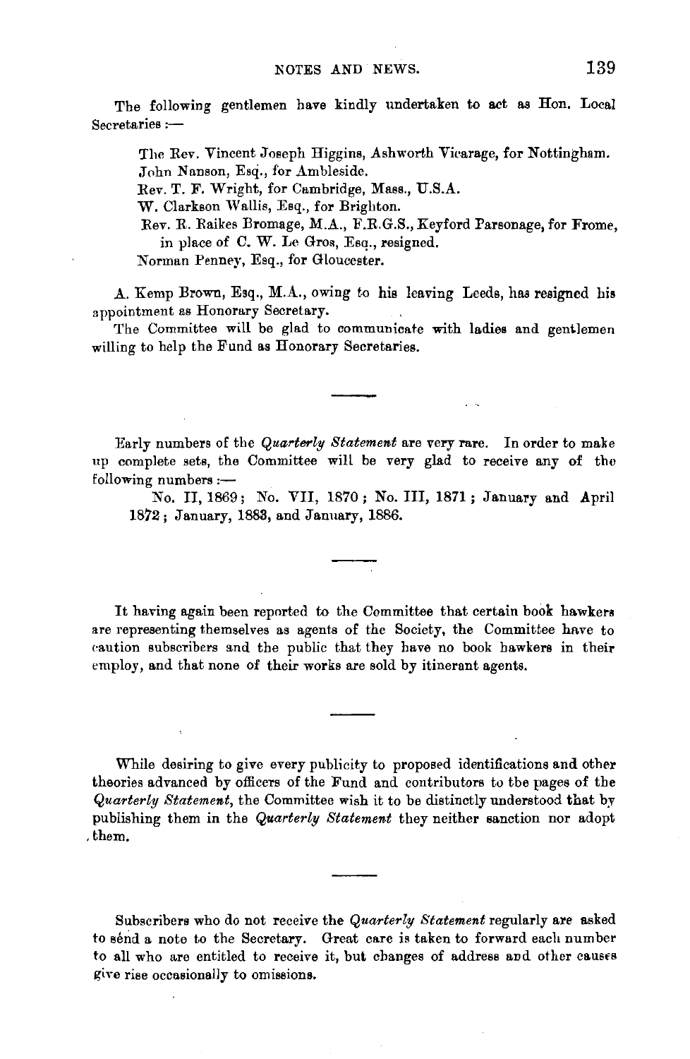The following gentlemen have kindly undertaken to act as Hon. Local Secretaries :—

The Rev. Vincent Joseph Higgins, Ashworth Vicarage, for Nottingham.
John Nanson, Esq., for Ambleside.
Rev. T. F. Wright, for Cambridge, Mass., U.S.A.
W. Clarkson Wallis, Esq., for Brighton.
Rev. R. Raikes Bromage, M.A., F.R.G.S., Keyford Parsonage, for Frome, in place of C. W. Le Gros, Esq., resigned.
Norman Penney, Esq., for Gloucester.

A. Kemp Brown, Esq., M.A., owing to his leaving Leeds, has resigned his appointment as Honorary Secretary.

The Committee will be glad to communicate with ladies and gentlemen willing to help the Fund as Honorary Secretaries.

---

Early numbers of the *Quarterly Statement* are very rare. In order to make up complete sets, the Committee will be very glad to receive any of the following numbers :—

No. II, 1869; No. VII, 1870; No. III, 1871; January and April 1872; January, 1883, and January, 1886.

---

It having again been reported to the Committee that certain book hawkers are representing themselves as agents of the Society, the Committee have to caution subscribers and the public that they have no book hawkers in their employ, and that none of their works are sold by itinerant agents.

---

While desiring to give every publicity to proposed identifications and other theories advanced by officers of the Fund and contributors to the pages of the *Quarterly Statement*, the Committee wish it to be distinctly understood that by publishing them in the *Quarterly Statement* they neither sanction nor adopt them.

---

Subscribers who do not receive the *Quarterly Statement* regularly are asked to send a note to the Secretary. Great care is taken to forward each number to all who are entitled to receive it, but changes of address and other causes give rise occasionally to omissions.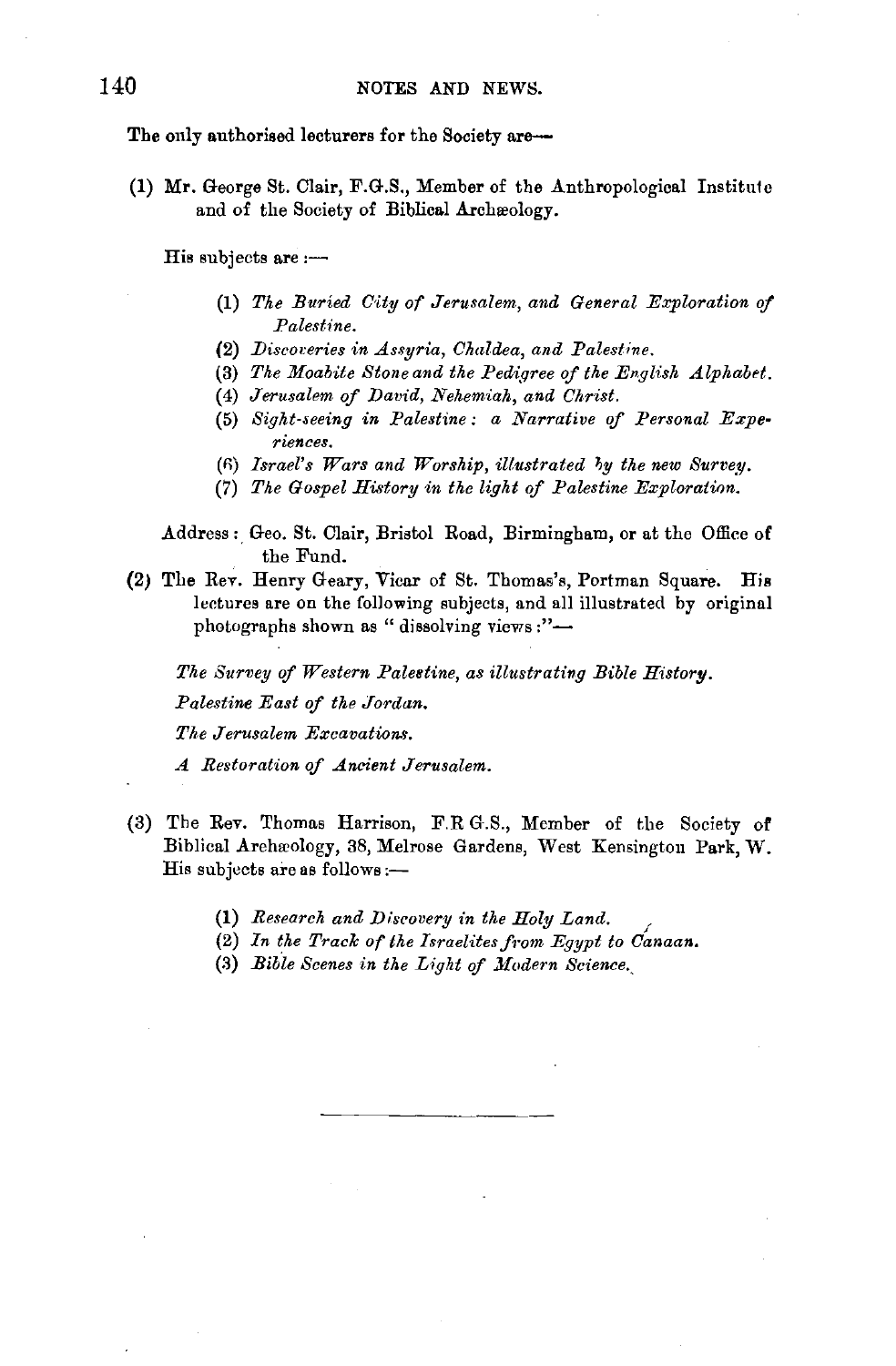The only authorised lecturers for the Society are—

(1) Mr. George St. Clair, F.G.S., Member of the Anthropological Institute and of the Society of Biblical Archæology.

His subjects are :—

(1) *The Buried City of Jerusalem, and General Exploration of Palestine.*
(2) *Discoveries in Assyria, Chaldea, and Palestine.*
(3) *The Moabite Stone and the Pedigree of the English Alphabet.*
(4) *Jerusalem of David, Nehemiah, and Christ.*
(5) *Sight-seeing in Palestine: a Narrative of Personal Experiences.*
(6) *Israel's Wars and Worship, illustrated by the new Survey.*
(7) *The Gospel History in the light of Palestine Exploration.*

Address: Geo. St. Clair, Bristol Road, Birmingham, or at the Office of the Fund.

(2) The Rev. Henry Geary, Vicar of St. Thomas's, Portman Square. His lectures are on the following subjects, and all illustrated by original photographs shown as "dissolving views:"—

*The Survey of Western Palestine, as illustrating Bible History.*

*Palestine East of the Jordan.*

*The Jerusalem Excavations.*

*A Restoration of Ancient Jerusalem.*

(3) The Rev. Thomas Harrison, F.R.G.S., Member of the Society of Biblical Archæology, 38, Melrose Gardens, West Kensington Park, W. His subjects are as follows:—

(1) *Research and Discovery in the Holy Land.*
(2) *In the Track of the Israelites from Egypt to Canaan.*
(3) *Bible Scenes in the Light of Modern Science.*